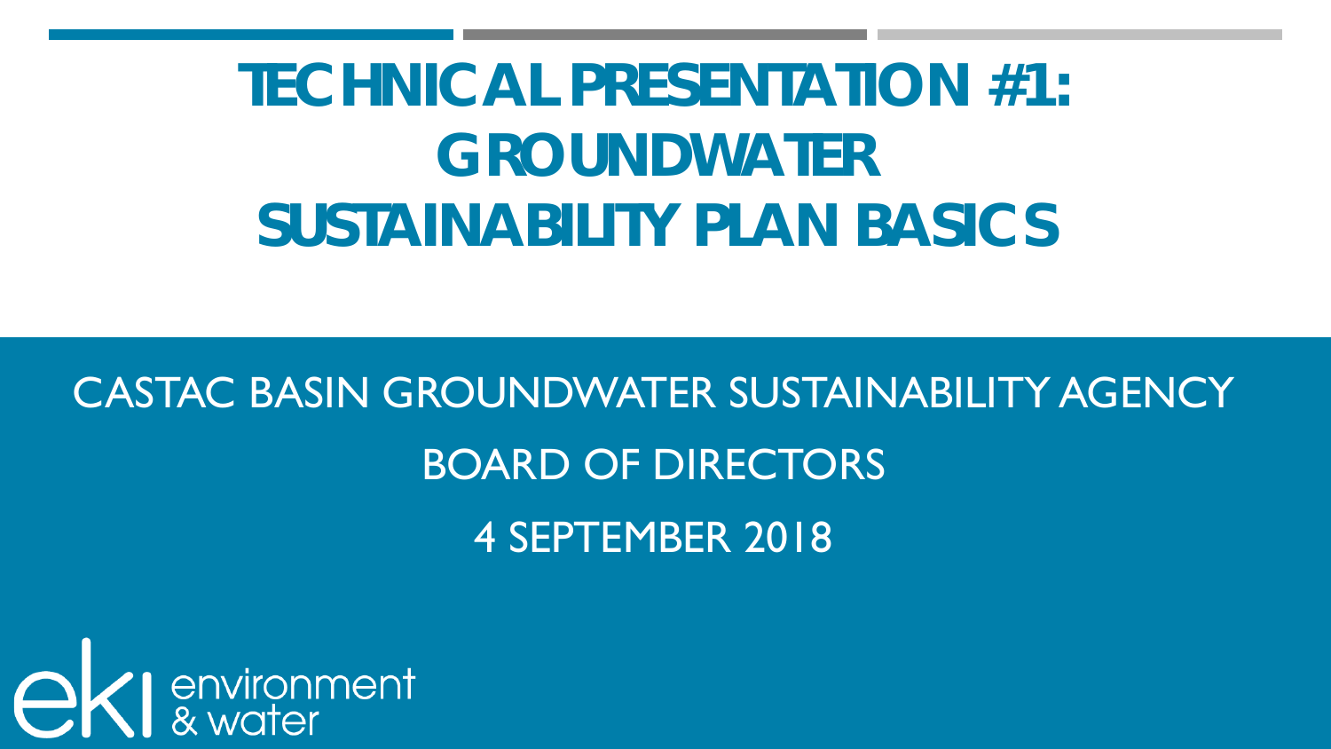# TECHNICAL PRESENTATION #1: GROUNDWATER SUSTAINABILITY PLAN BASICS

CASTAC BASIN GROUNDWATER SUSTAINABILITY AGENCY

BOARD OF DIRECTORS

4 SEPTEMBER 2018

eki environment & water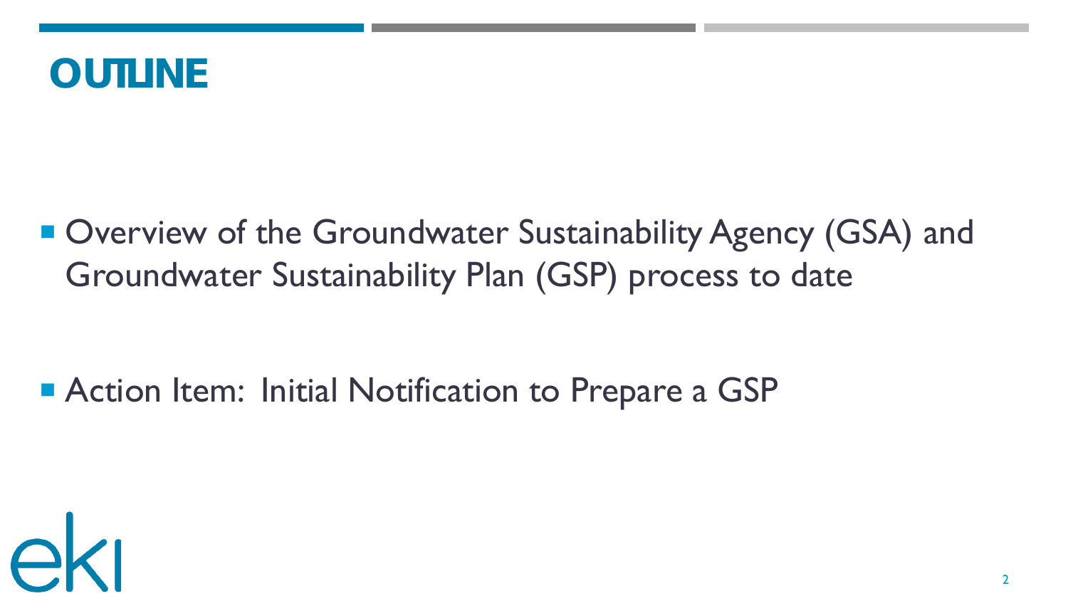# OUTLINE

- Overview of the Groundwater Sustainability Agency (GSA) and Groundwater Sustainability Plan (GSP) process to date
- Action Item: Initial Notification to Prepare a GSP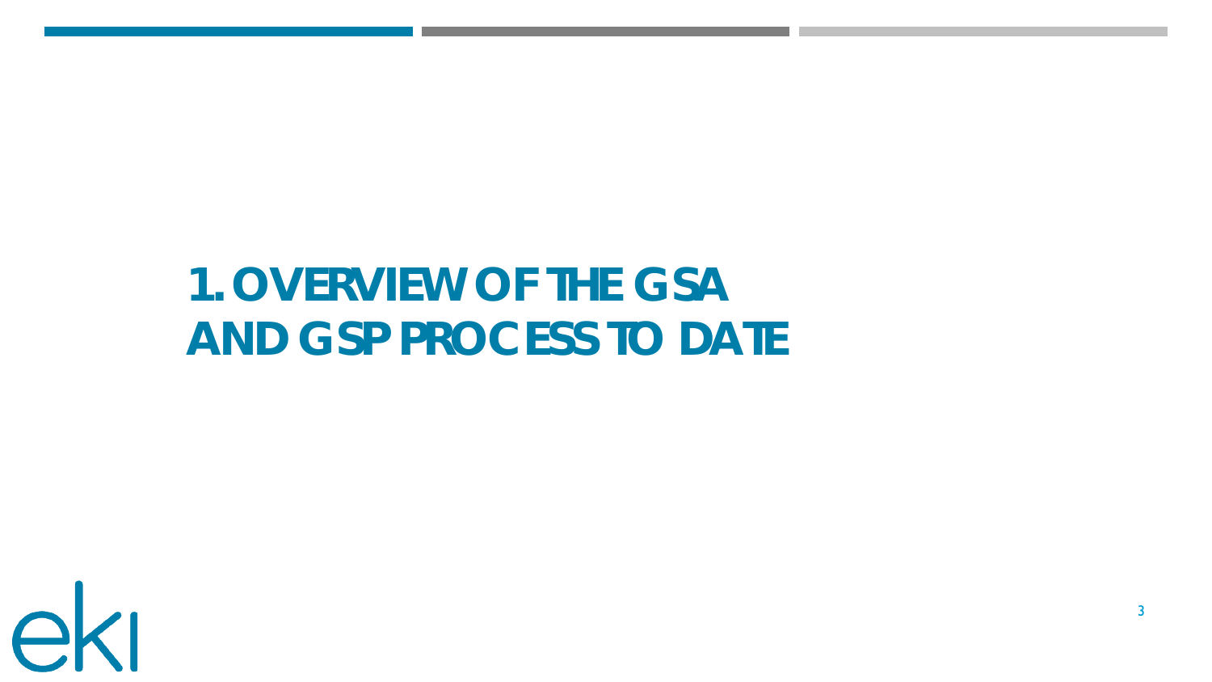# 1. OVERVIEW OF THE GSA AND GSP PROCESS TO DATE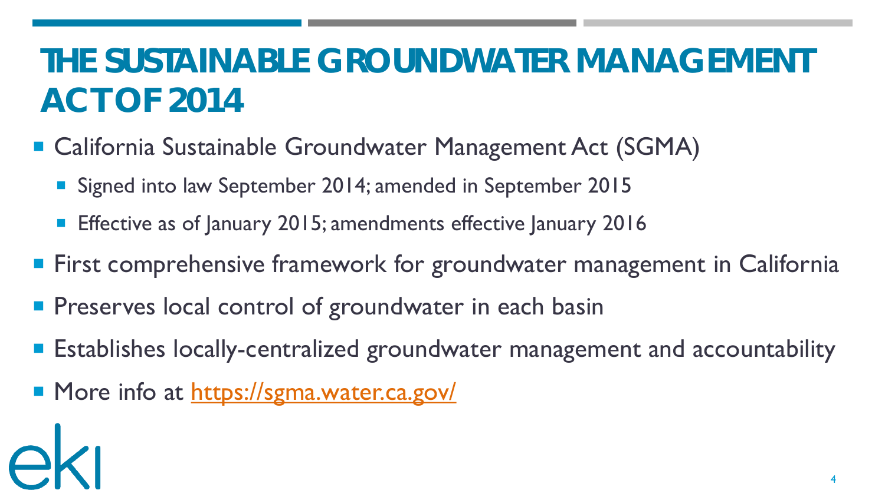# THE SUSTAINABLE GROUNDWATER MANAGEMENT ACT OF 2014

- California Sustainable Groundwater Management Act (SGMA)
  - Signed into law September 2014; amended in September 2015
  - Effective as of January 2015; amendments effective January 2016
- First comprehensive framework for groundwater management in California
- Preserves local control of groundwater in each basin
- Establishes locally-centralized groundwater management and accountability
- More info at [https://sgma.water.ca.gov/](https://sgma.water.ca.gov/)

eki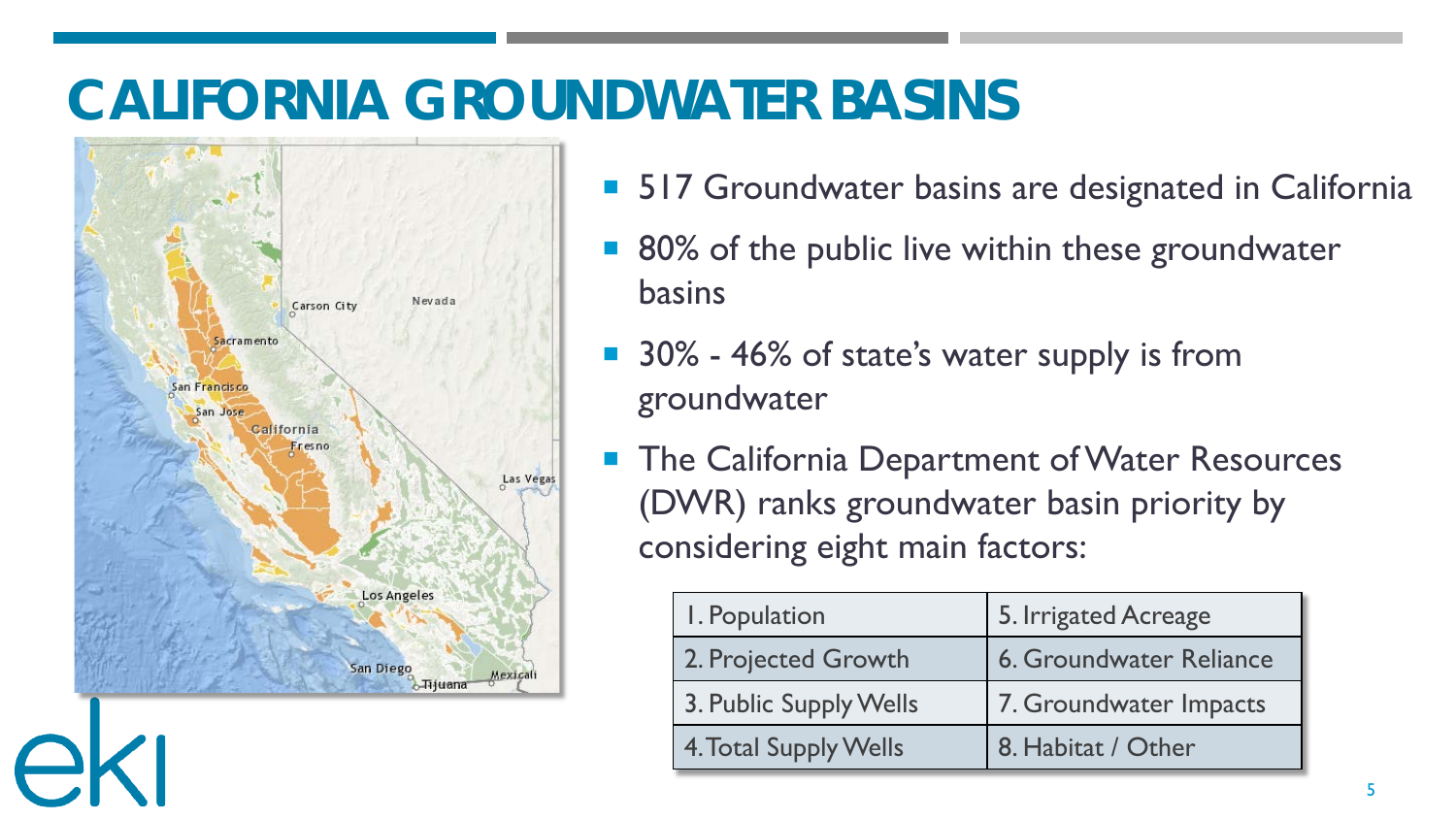# CALIFORNIA GROUNDWATER BASINS

- 517 Groundwater basins are designated in California
- 80% of the public live within these groundwater basins
- 30% - 46% of state's water supply is from groundwater
- The California Department of Water Resources (DWR) ranks groundwater basin priority by considering eight main factors:

| | |
|---|---|
| 1. Population | 5. Irrigated Acreage |
| 2. Projected Growth | 6. Groundwater Reliance |
| 3. Public Supply Wells | 7. Groundwater Impacts |
| 4. Total Supply Wells | 8. Habitat / Other |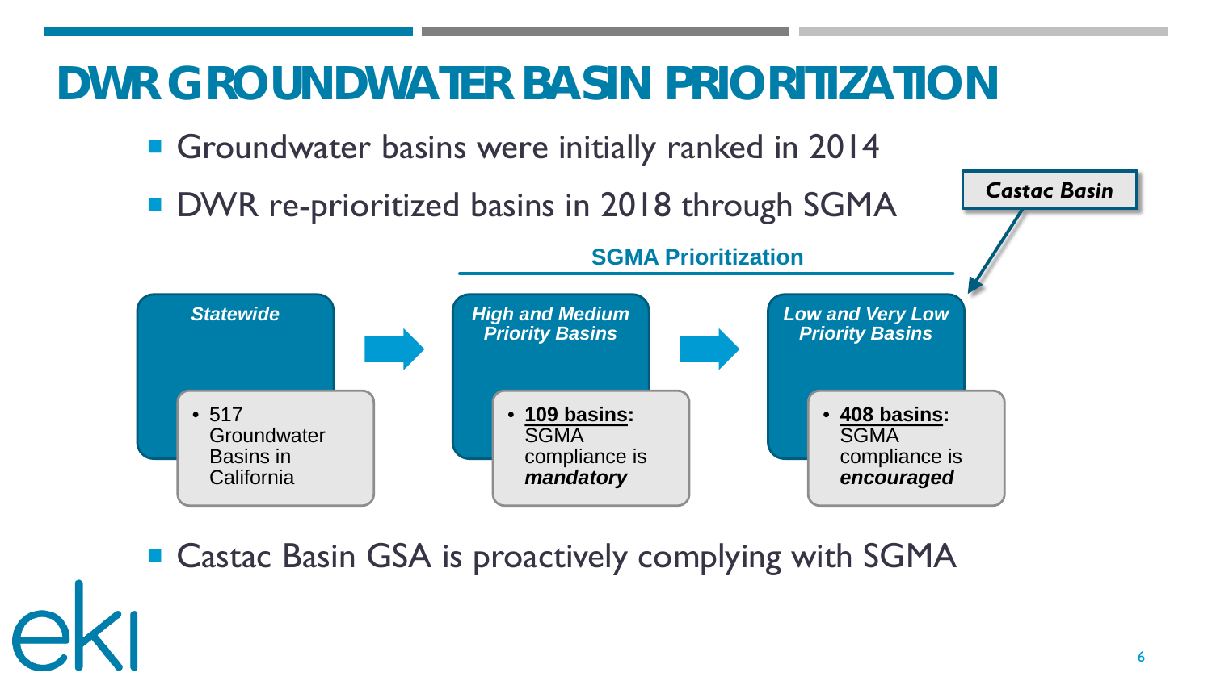# DWR GROUNDWATER BASIN PRIORITIZATION

- Groundwater basins were initially ranked in 2014
- DWR re-prioritized basins in 2018 through SGMA

**SGMA Prioritization**

***Statewide***
- 517 Groundwater Basins in California

***High and Medium Priority Basins***
- **109 basins**: SGMA compliance is ***mandatory***

***Low and Very Low Priority Basins***
- **408 basins**: SGMA compliance is ***encouraged***

***Castac Basin*** (Low and Very Low Priority Basins)

- Castac Basin GSA is proactively complying with SGMA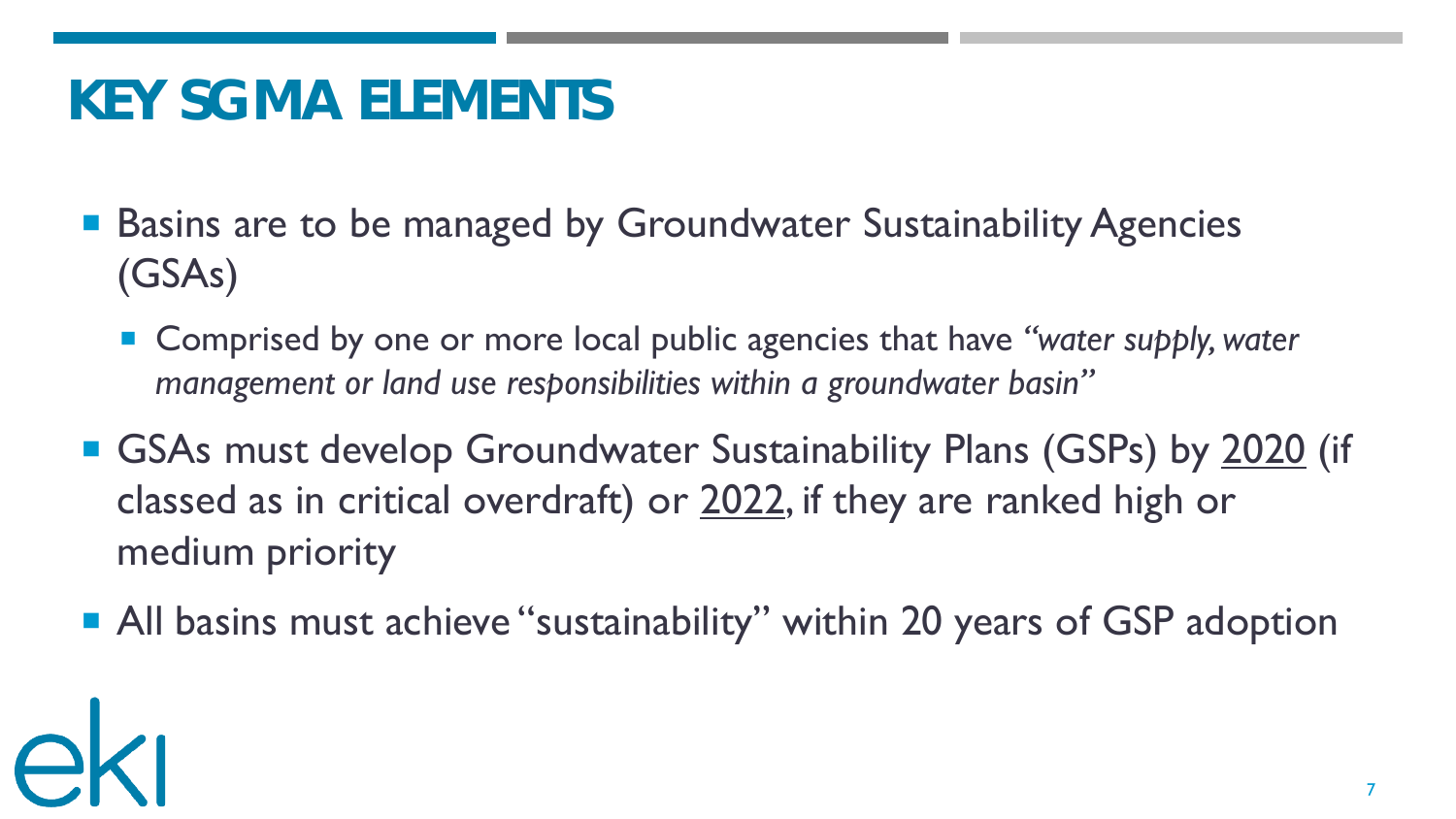# KEY SGMA ELEMENTS

- Basins are to be managed by Groundwater Sustainability Agencies (GSAs)
  - Comprised by one or more local public agencies that have *"water supply, water management or land use responsibilities within a groundwater basin"*
- GSAs must develop Groundwater Sustainability Plans (GSPs) by <u>2020</u> (if classed as in critical overdraft) or <u>2022</u>, if they are ranked high or medium priority
- All basins must achieve "sustainability" within 20 years of GSP adoption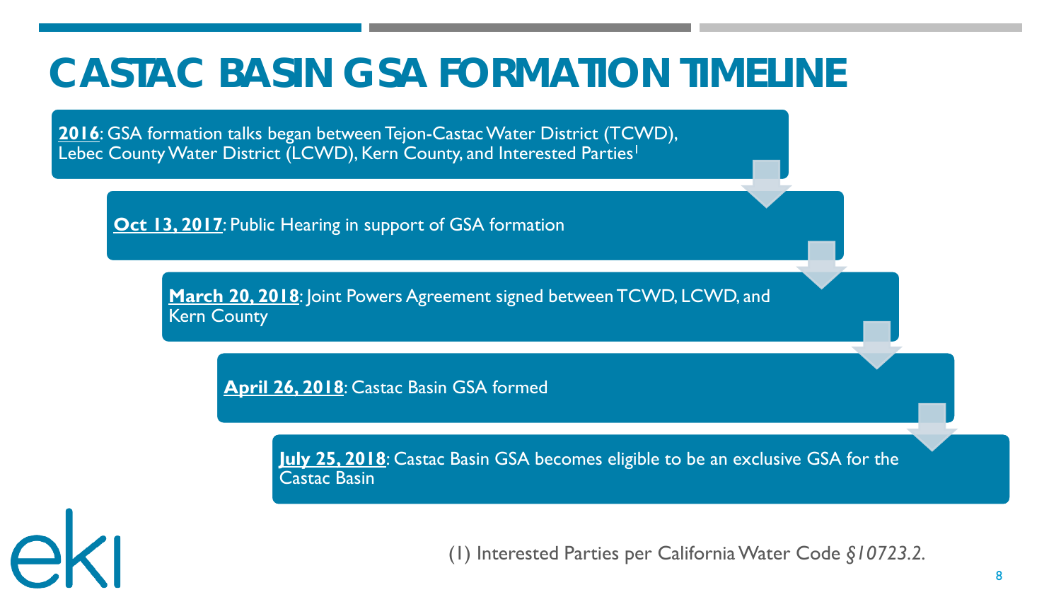# CASTAC BASIN GSA FORMATION TIMELINE

**2016**: GSA formation talks began between Tejon-Castac Water District (TCWD), Lebec County Water District (LCWD), Kern County, and Interested Parties[1]

**Oct 13, 2017**: Public Hearing in support of GSA formation

**March 20, 2018**: Joint Powers Agreement signed between TCWD, LCWD, and Kern County

**April 26, 2018**: Castac Basin GSA formed

**July 25, 2018**: Castac Basin GSA becomes eligible to be an exclusive GSA for the Castac Basin

(1) Interested Parties per California Water Code *§10723.2*.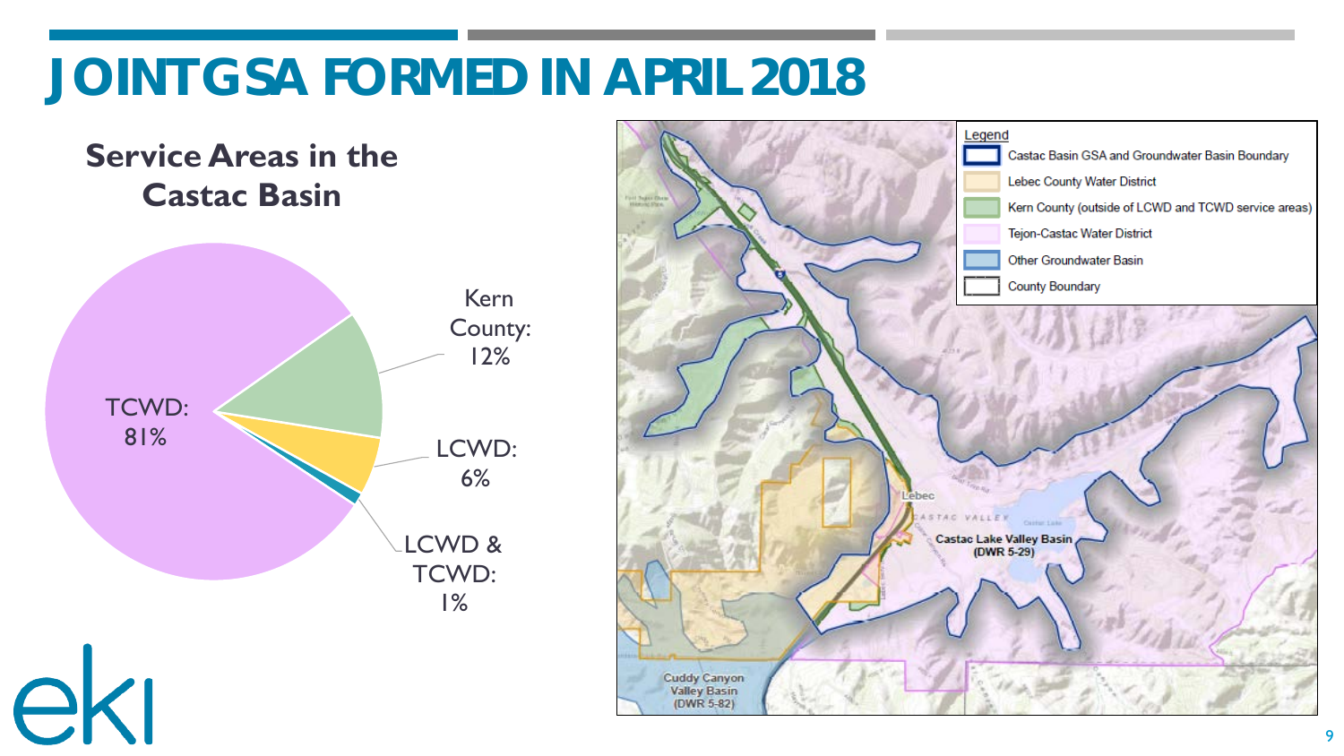# JOINT GSA FORMED IN APRIL 2018

## Service Areas in the Castac Basin

- TCWD: 81%
- Kern County: 12%
- LCWD: 6%
- LCWD & TCWD: 1%

**Legend**

- Castac Basin GSA and Groundwater Basin Boundary
- Lebec County Water District
- Kern County (outside of LCWD and TCWD service areas)
- Tejon-Castac Water District
- Other Groundwater Basin
- County Boundary

Castac Lake Valley Basin (DWR 5-29)

Cuddy Canyon Valley Basin (DWR 5-82)

Lebec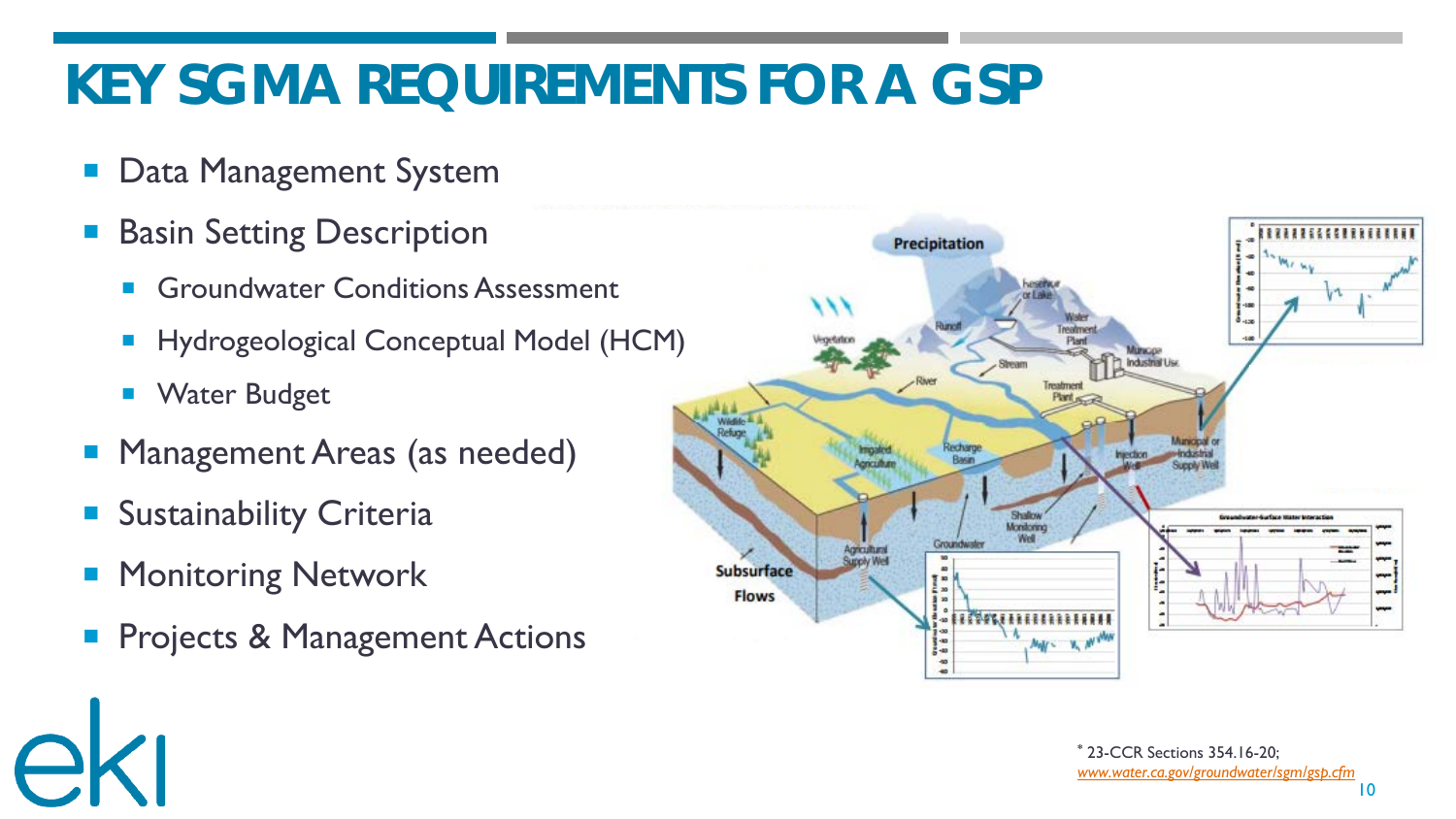# KEY SGMA REQUIREMENTS FOR A GSP

- Data Management System
- Basin Setting Description
  - Groundwater Conditions Assessment
  - Hydrogeological Conceptual Model (HCM)
  - Water Budget
- Management Areas (as needed)
- Sustainability Criteria
- Monitoring Network
- Projects & Management Actions

* 23-CCR Sections 354.16-20; *www.water.ca.gov/groundwater/sgm/gsp.cfm*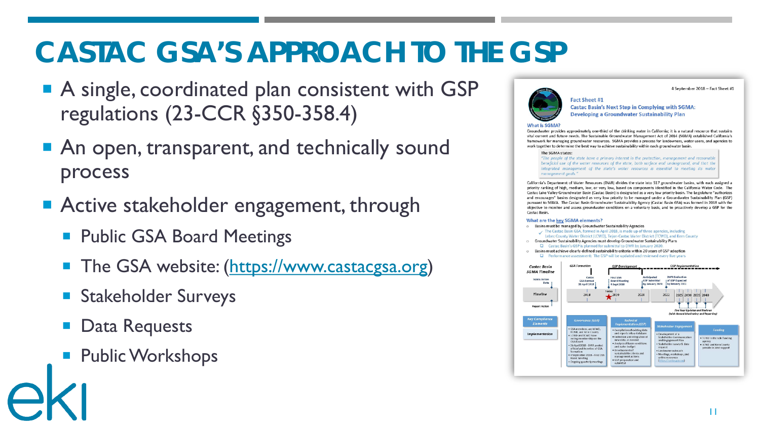# CASTAC GSA'S APPROACH TO THE GSP

- A single, coordinated plan consistent with GSP regulations (23-CCR §350-358.4)
- An open, transparent, and technically sound process
- Active stakeholder engagement, through
  - Public GSA Board Meetings
  - The GSA website: (https://www.castacgsa.org)
  - Stakeholder Surveys
  - Data Requests
  - Public Workshops

4 September 2018 – Fact Sheet #1

**Fact Sheet #1**
**Castac Basin's Next Step in Complying with SGMA: Developing a Groundwater Sustainability Plan**

**What is SGMA?**

Groundwater provides approximately one-third of the drinking water in California; it is a natural resource that sustains vital current and future needs. The Sustainable Groundwater Management Act of 2014 (SGMA) established California's framework for managing groundwater resources. SGMA provides a process for landowners, water users, and agencies to work together to determine the best way to achieve sustainability within each groundwater basin.

The SGMA states:
*"The people of the state have a primary interest in the protection, management and reasonable beneficial use of the water resources of the state, both surface and underground, and that the integrated management of the state's water resources is essential to meeting its water management goals."*

California's Department of Water Resources (DWR) divides the state into 517 groundwater basins, with each assigned a priority ranking of high, medium, low, or very low, based on components identified in the California Water Code. The Castac Lake Valley Groundwater Basin (Castac Basin) is designated as a very low priority basin. The Legislature "authorizes and encourages" basins designated as very low priority to be managed under a Groundwater Sustainability Plan (GSP) pursuant to SGMA. The Castac Basin Groundwater Sustainability Agency (Castac Basin GSA) was formed in 2018 with the objective to monitor and assess groundwater conditions on a voluntary basis, and to proactively develop a GSP for the Castac Basin.

**What are the key SGMA elements?**

- Basins must be managed by Groundwater Sustainability Agencies
  - The Castac Basin GSA, formed in April 2018, is made up of three agencies, including Lebec County Water District (LCWD), Tejon-Castac Water District (TCWD), and Kern County
- Groundwater Sustainability Agencies must develop Groundwater Sustainability Plans
  - Castac Basin's GSP is planned for submittal to DWR by January 2020.
- Basins must achieve clearly-defined sustainability criteria within 20 years of GSP adoption
  - Performance assessment: The GSP will be updated and reviewed every five years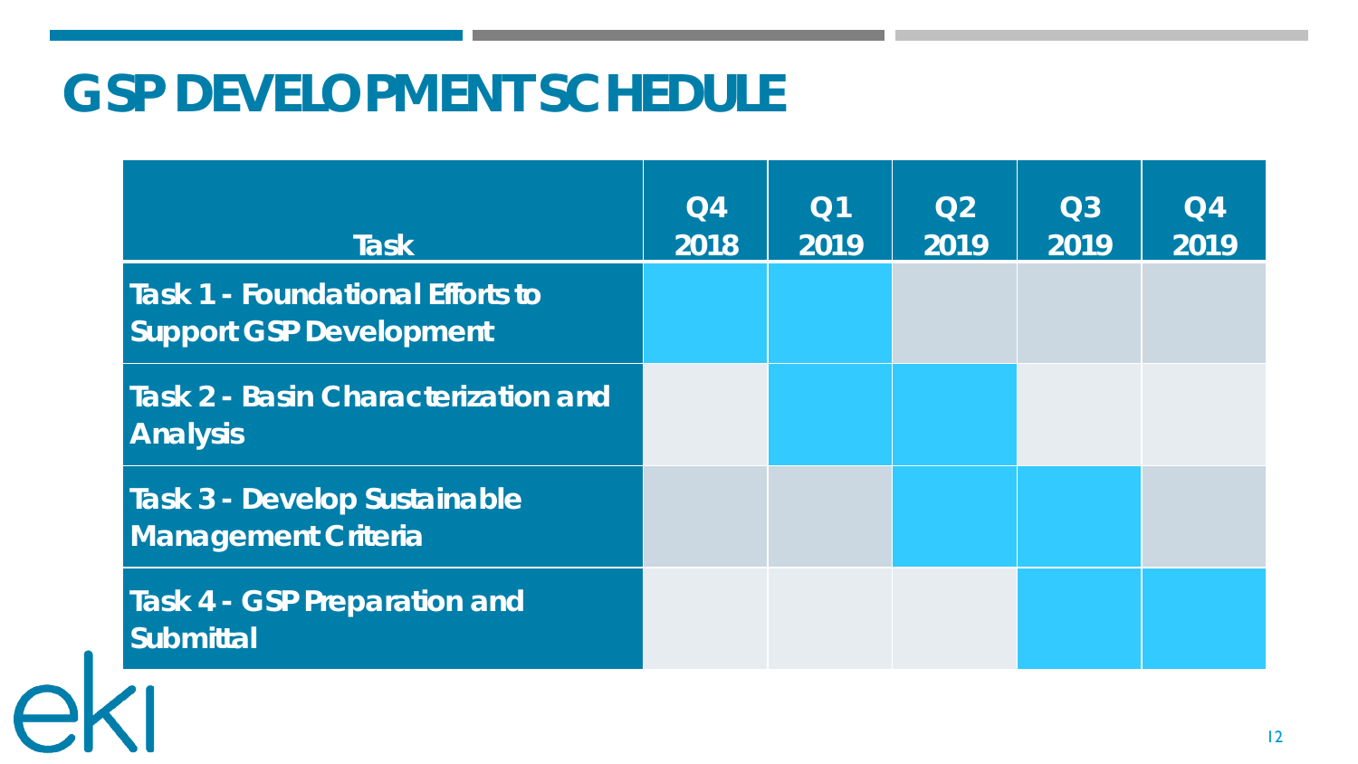# GSP DEVELOPMENT SCHEDULE

| Task | Q4 2018 | Q1 2019 | Q2 2019 | Q3 2019 | Q4 2019 |
|---|---|---|---|---|---|
| **Task 1 - Foundational Efforts to Support GSP Development** | ■ | ■ | | | |
| **Task 2 - Basin Characterization and Analysis** | | ■ | ■ | | |
| **Task 3 - Develop Sustainable Management Criteria** | | | ■ | ■ | |
| **Task 4 - GSP Preparation and Submittal** | | | | ■ | ■ |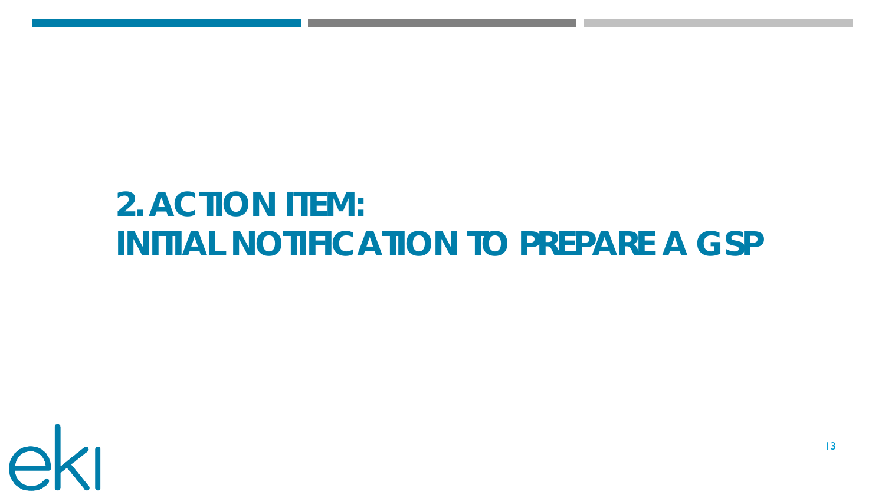# 2. ACTION ITEM:
# INITIAL NOTIFICATION TO PREPARE A GSP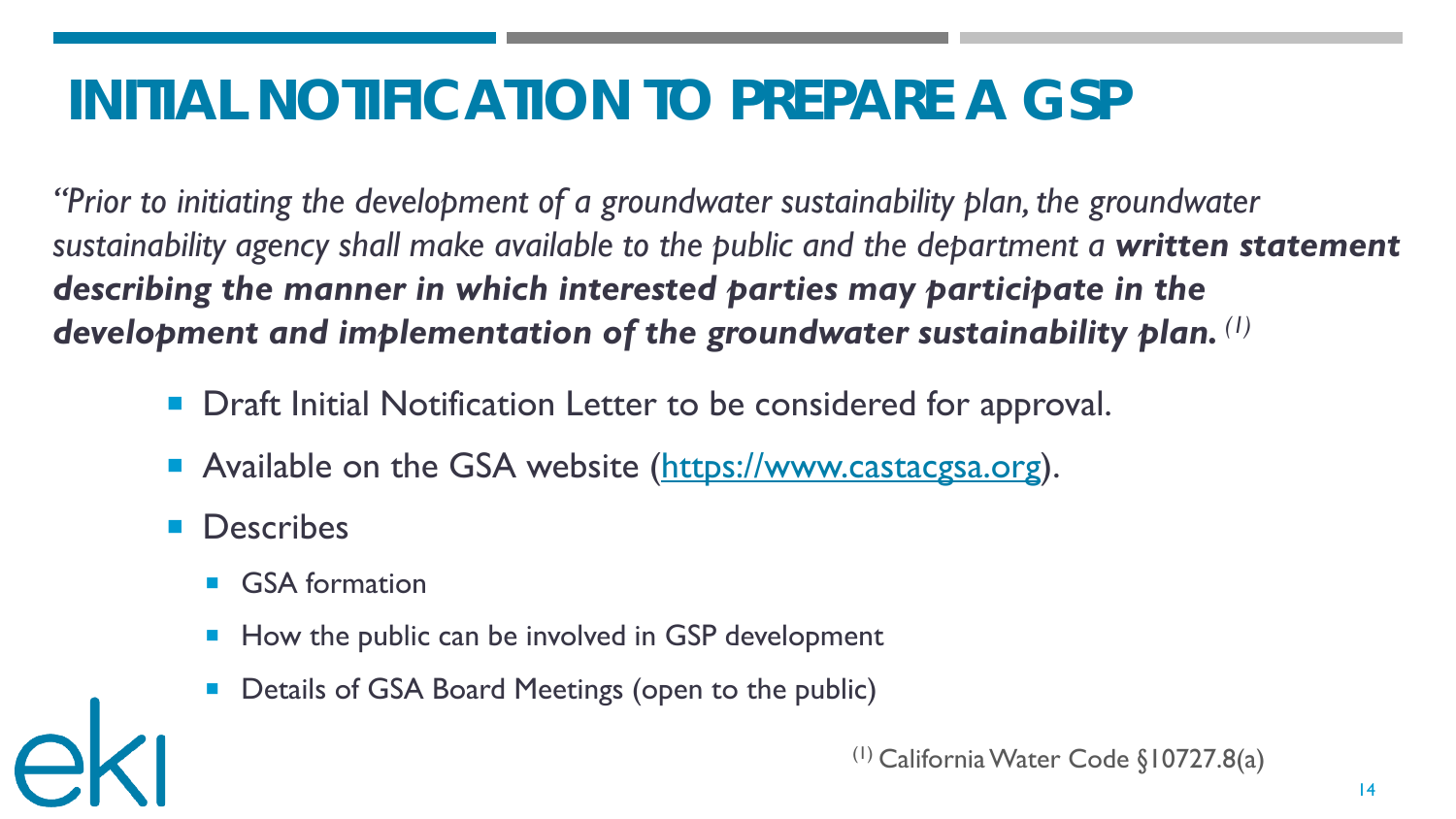# INITIAL NOTIFICATION TO PREPARE A GSP

*"Prior to initiating the development of a groundwater sustainability plan, the groundwater sustainability agency shall make available to the public and the department a **written statement describing the manner in which interested parties may participate in the development and implementation of the groundwater sustainability plan.*** [(1)]

- Draft Initial Notification Letter to be considered for approval.
- Available on the GSA website ([https://www.castacgsa.org](https://www.castacgsa.org)).
- Describes
  - GSA formation
  - How the public can be involved in GSP development
  - Details of GSA Board Meetings (open to the public)

[(1)] California Water Code §10727.8(a)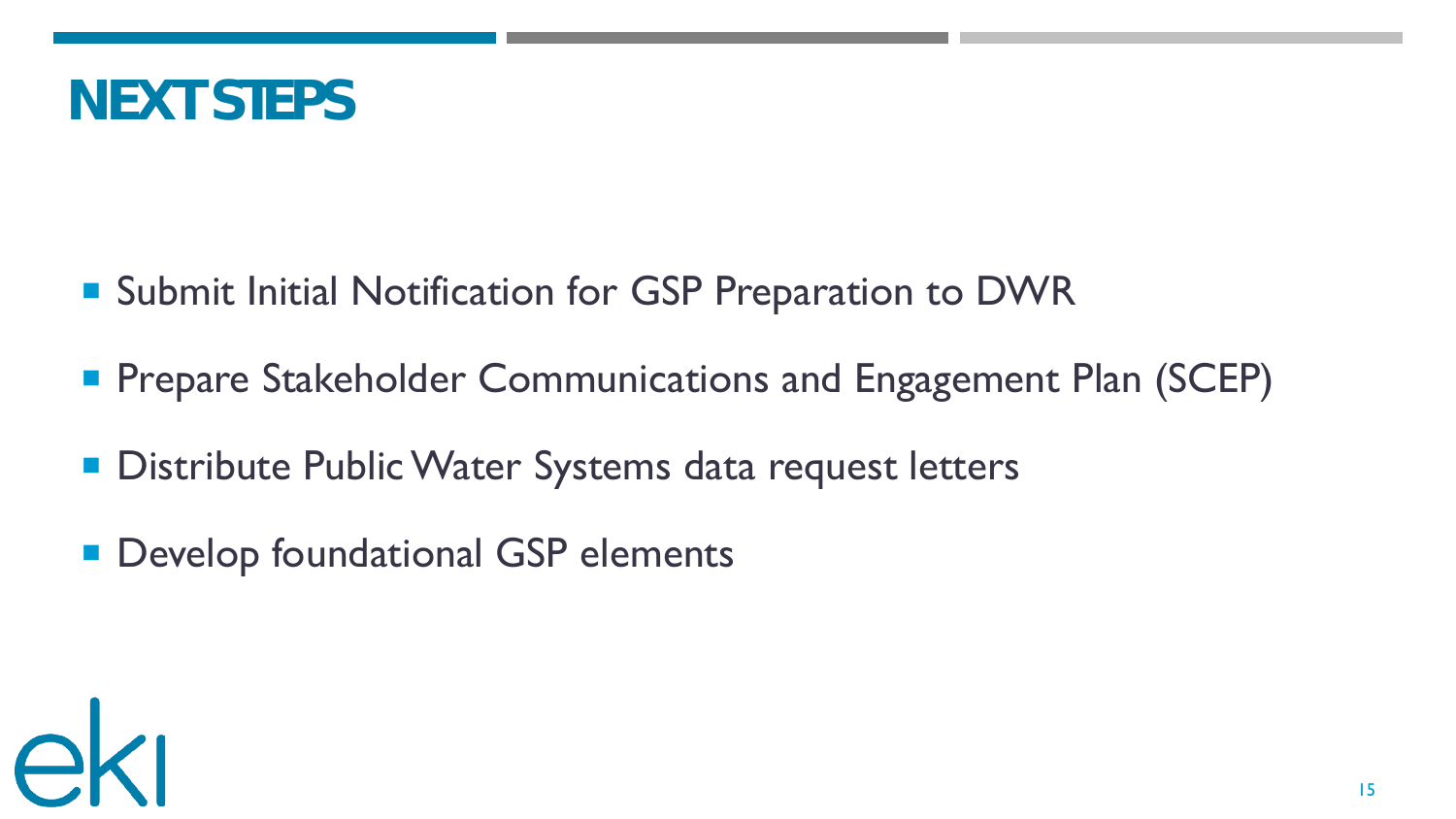# NEXT STEPS

- Submit Initial Notification for GSP Preparation to DWR
- Prepare Stakeholder Communications and Engagement Plan (SCEP)
- Distribute Public Water Systems data request letters
- Develop foundational GSP elements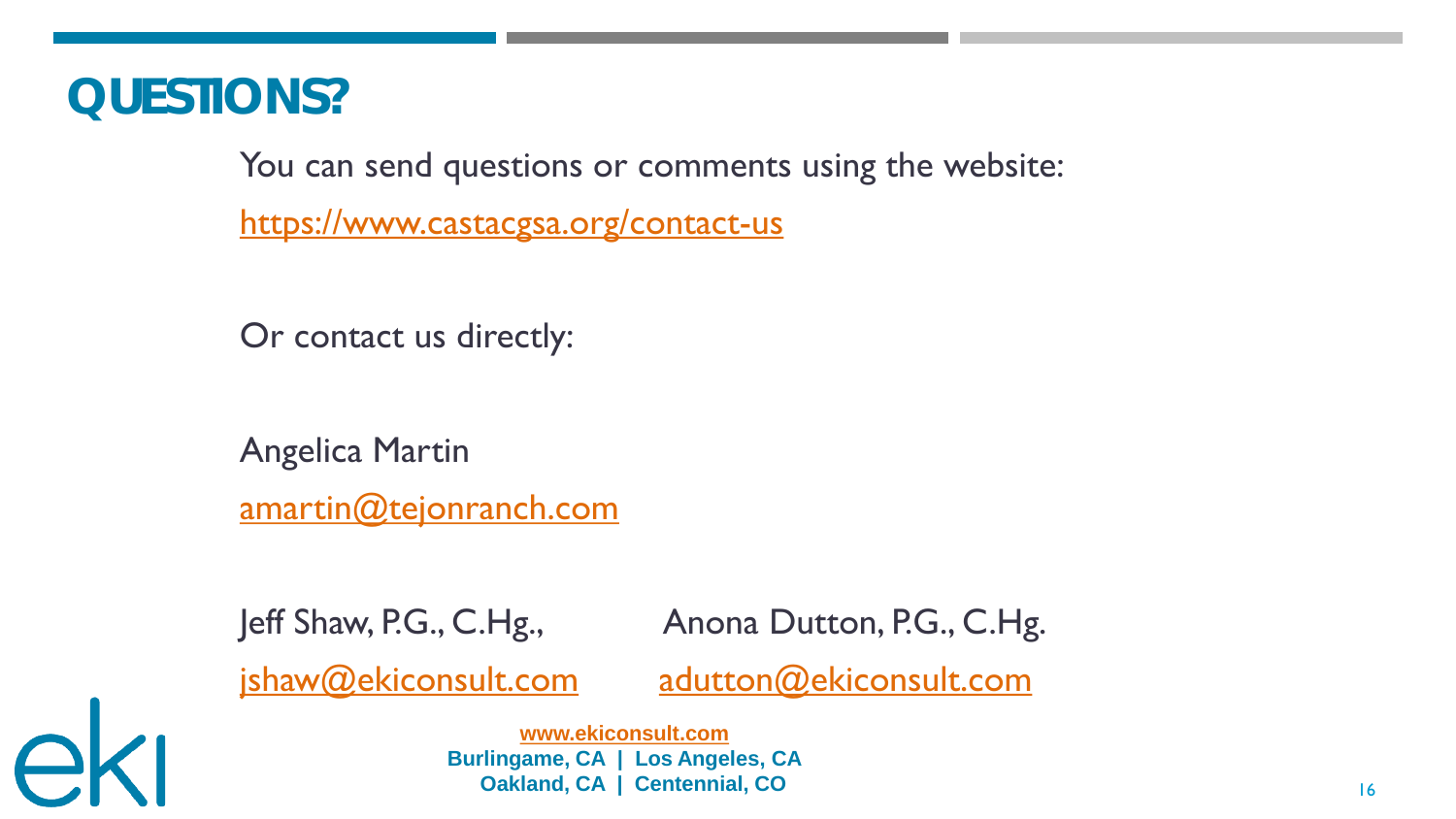# QUESTIONS?

You can send questions or comments using the website:

https://www.castacgsa.org/contact-us

Or contact us directly:

Angelica Martin

amartin@tejonranch.com

Jeff Shaw, P.G., C.Hg.,

jshaw@ekiconsult.com

Anona Dutton, P.G., C.Hg.

adutton@ekiconsult.com

eki

**www.ekiconsult.com**

**Burlingame, CA | Los Angeles, CA**

**Oakland, CA | Centennial, CO**